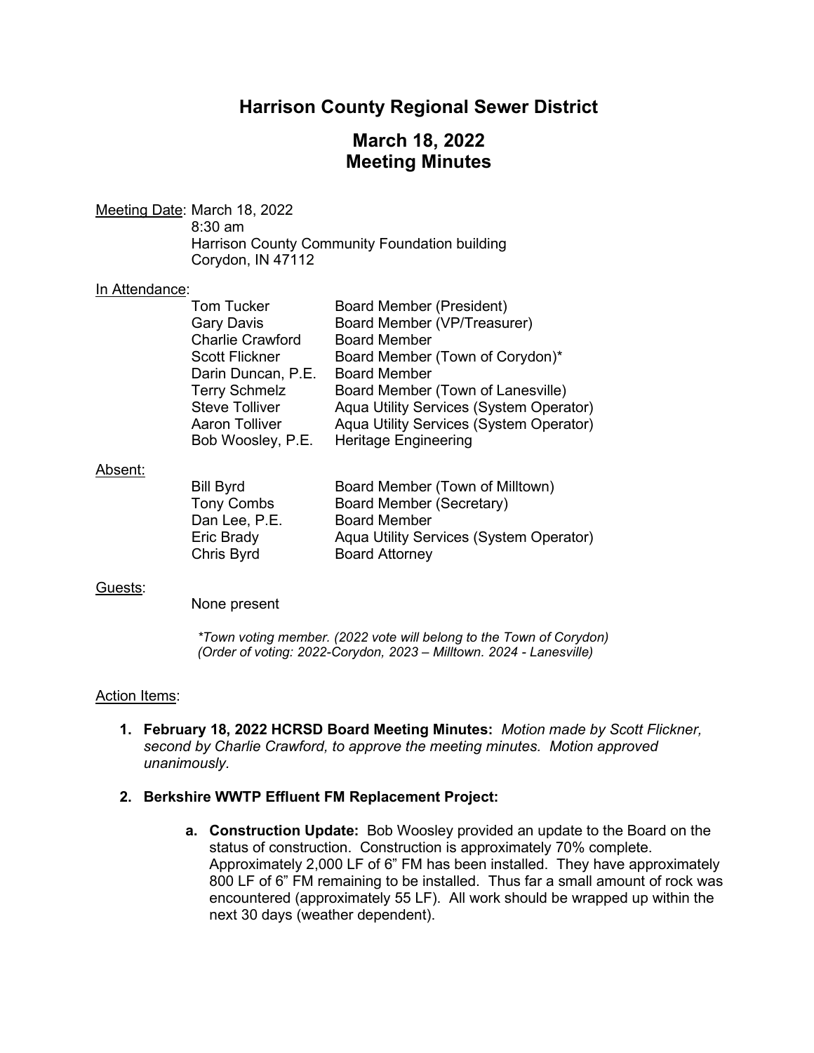# Harrison County Regional Sewer District

## March 18, 2022
## Meeting Minutes

Meeting Date: March 18, 2022
8:30 am
Harrison County Community Foundation building
Corydon, IN 47112

In Attendance:

| | |
|---|---|
| Tom Tucker | Board Member (President) |
| Gary Davis | Board Member (VP/Treasurer) |
| Charlie Crawford | Board Member |
| Scott Flickner | Board Member (Town of Corydon)* |
| Darin Duncan, P.E. | Board Member |
| Terry Schmelz | Board Member (Town of Lanesville) |
| Steve Tolliver | Aqua Utility Services (System Operator) |
| Aaron Tolliver | Aqua Utility Services (System Operator) |
| Bob Woosley, P.E. | Heritage Engineering |

Absent:

| | |
|---|---|
| Bill Byrd | Board Member (Town of Milltown) |
| Tony Combs | Board Member (Secretary) |
| Dan Lee, P.E. | Board Member |
| Eric Brady | Aqua Utility Services (System Operator) |
| Chris Byrd | Board Attorney |

Guests:

None present

*\*Town voting member. (2022 vote will belong to the Town of Corydon)*
*(Order of voting: 2022-Corydon, 2023 – Milltown. 2024 - Lanesville)*

Action Items:

1. **February 18, 2022 HCRSD Board Meeting Minutes:** *Motion made by Scott Flickner, second by Charlie Crawford, to approve the meeting minutes. Motion approved unanimously.*

2. **Berkshire WWTP Effluent FM Replacement Project:**

   a. **Construction Update:** Bob Woosley provided an update to the Board on the status of construction. Construction is approximately 70% complete. Approximately 2,000 LF of 6" FM has been installed. They have approximately 800 LF of 6" FM remaining to be installed. Thus far a small amount of rock was encountered (approximately 55 LF). All work should be wrapped up within the next 30 days (weather dependent).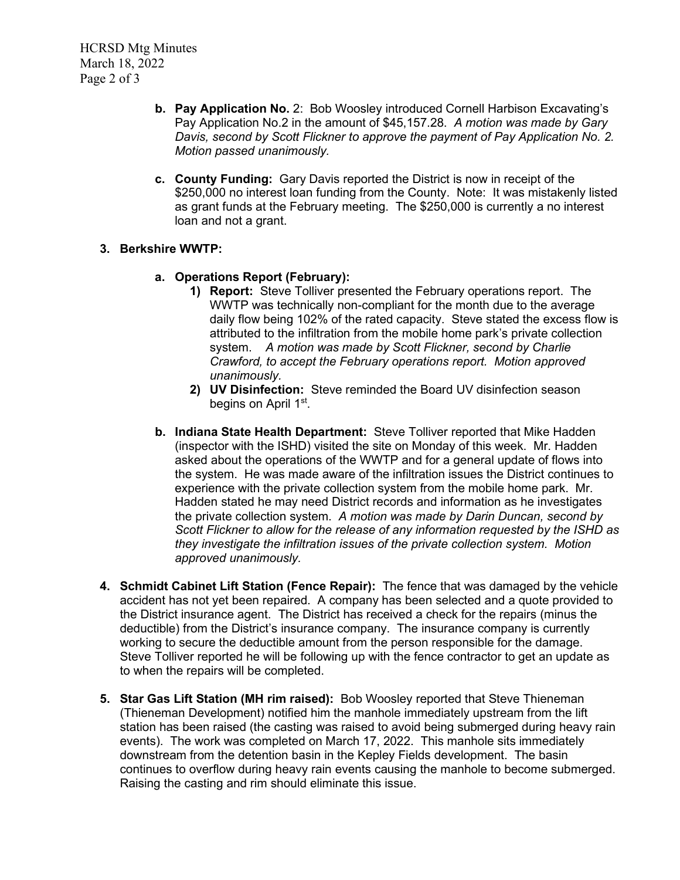**b. Pay Application No.** 2: Bob Woosley introduced Cornell Harbison Excavating's Pay Application No.2 in the amount of $45,157.28. *A motion was made by Gary Davis, second by Scott Flickner to approve the payment of Pay Application No. 2. Motion passed unanimously.*

**c. County Funding:** Gary Davis reported the District is now in receipt of the $250,000 no interest loan funding from the County. Note: It was mistakenly listed as grant funds at the February meeting. The $250,000 is currently a no interest loan and not a grant.

**3. Berkshire WWTP:**

**a. Operations Report (February):**

1) **Report:** Steve Tolliver presented the February operations report. The WWTP was technically non-compliant for the month due to the average daily flow being 102% of the rated capacity. Steve stated the excess flow is attributed to the infiltration from the mobile home park's private collection system. *A motion was made by Scott Flickner, second by Charlie Crawford, to accept the February operations report. Motion approved unanimously.*

2) **UV Disinfection:** Steve reminded the Board UV disinfection season begins on April 1st.

**b. Indiana State Health Department:** Steve Tolliver reported that Mike Hadden (inspector with the ISHD) visited the site on Monday of this week. Mr. Hadden asked about the operations of the WWTP and for a general update of flows into the system. He was made aware of the infiltration issues the District continues to experience with the private collection system from the mobile home park. Mr. Hadden stated he may need District records and information as he investigates the private collection system. *A motion was made by Darin Duncan, second by Scott Flickner to allow for the release of any information requested by the ISHD as they investigate the infiltration issues of the private collection system. Motion approved unanimously.*

**4. Schmidt Cabinet Lift Station (Fence Repair):** The fence that was damaged by the vehicle accident has not yet been repaired. A company has been selected and a quote provided to the District insurance agent. The District has received a check for the repairs (minus the deductible) from the District's insurance company. The insurance company is currently working to secure the deductible amount from the person responsible for the damage. Steve Tolliver reported he will be following up with the fence contractor to get an update as to when the repairs will be completed.

**5. Star Gas Lift Station (MH rim raised):** Bob Woosley reported that Steve Thieneman (Thieneman Development) notified him the manhole immediately upstream from the lift station has been raised (the casting was raised to avoid being submerged during heavy rain events). The work was completed on March 17, 2022. This manhole sits immediately downstream from the detention basin in the Kepley Fields development. The basin continues to overflow during heavy rain events causing the manhole to become submerged. Raising the casting and rim should eliminate this issue.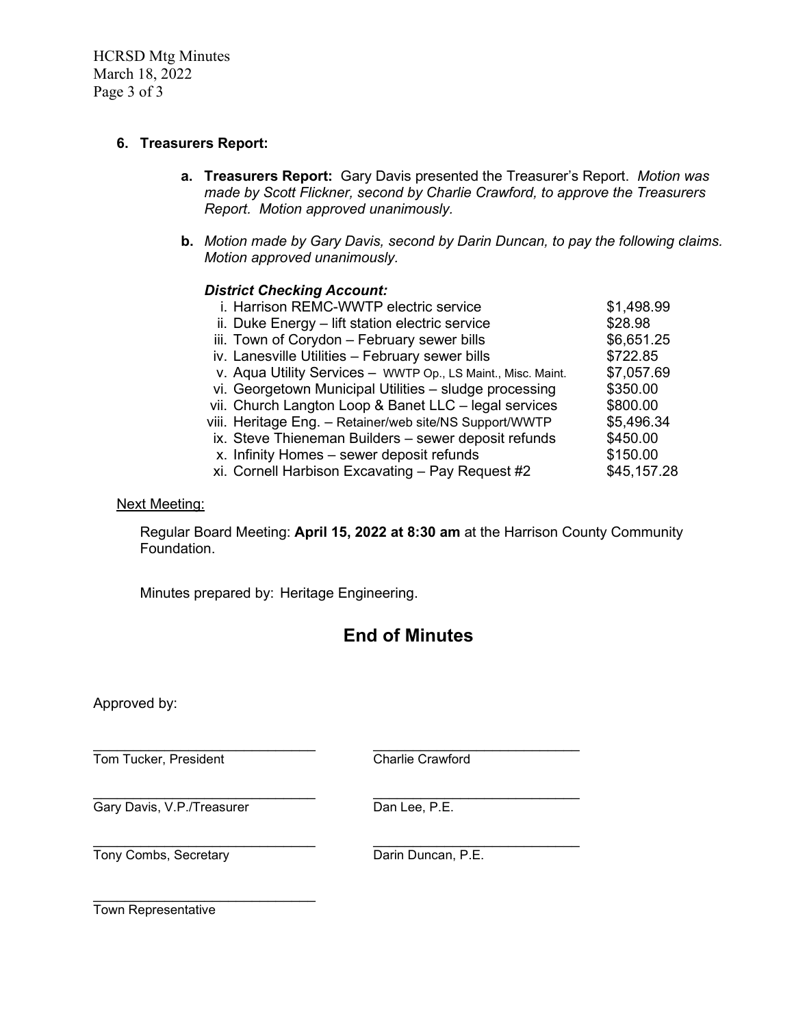6. **Treasurers Report:**

   a. **Treasurers Report:** Gary Davis presented the Treasurer's Report. *Motion was made by Scott Flickner, second by Charlie Crawford, to approve the Treasurers Report. Motion approved unanimously.*

   b. *Motion made by Gary Davis, second by Darin Duncan, to pay the following claims. Motion approved unanimously.*

***District Checking Account:***

| | |
|---|---|
| i. Harrison REMC-WWTP electric service | $1,498.99 |
| ii. Duke Energy – lift station electric service | $28.98 |
| iii. Town of Corydon – February sewer bills | $6,651.25 |
| iv. Lanesville Utilities – February sewer bills | $722.85 |
| v. Aqua Utility Services – WWTP Op., LS Maint., Misc. Maint. | $7,057.69 |
| vi. Georgetown Municipal Utilities – sludge processing | $350.00 |
| vii. Church Langton Loop & Banet LLC – legal services | $800.00 |
| viii. Heritage Eng. – Retainer/web site/NS Support/WWTP | $5,496.34 |
| ix. Steve Thieneman Builders – sewer deposit refunds | $450.00 |
| x. Infinity Homes – sewer deposit refunds | $150.00 |
| xi. Cornell Harbison Excavating – Pay Request #2 | $45,157.28 |

Next Meeting:

Regular Board Meeting: **April 15, 2022 at 8:30 am** at the Harrison County Community Foundation.

Minutes prepared by: Heritage Engineering.

## End of Minutes

Approved by:

| | |
|---|---|
| \_\_\_\_\_\_\_\_\_\_\_\_\_\_\_\_\_\_\_\_\_\_\_\_\_\_\_\_ Tom Tucker, President | \_\_\_\_\_\_\_\_\_\_\_\_\_\_\_\_\_\_\_\_\_\_\_\_\_\_\_\_ Charlie Crawford |
| \_\_\_\_\_\_\_\_\_\_\_\_\_\_\_\_\_\_\_\_\_\_\_\_\_\_\_\_ Gary Davis, V.P./Treasurer | \_\_\_\_\_\_\_\_\_\_\_\_\_\_\_\_\_\_\_\_\_\_\_\_\_\_\_\_ Dan Lee, P.E. |
| \_\_\_\_\_\_\_\_\_\_\_\_\_\_\_\_\_\_\_\_\_\_\_\_\_\_\_\_ Tony Combs, Secretary | \_\_\_\_\_\_\_\_\_\_\_\_\_\_\_\_\_\_\_\_\_\_\_\_\_\_\_\_ Darin Duncan, P.E. |
| \_\_\_\_\_\_\_\_\_\_\_\_\_\_\_\_\_\_\_\_\_\_\_\_\_\_\_\_ Town Representative | |